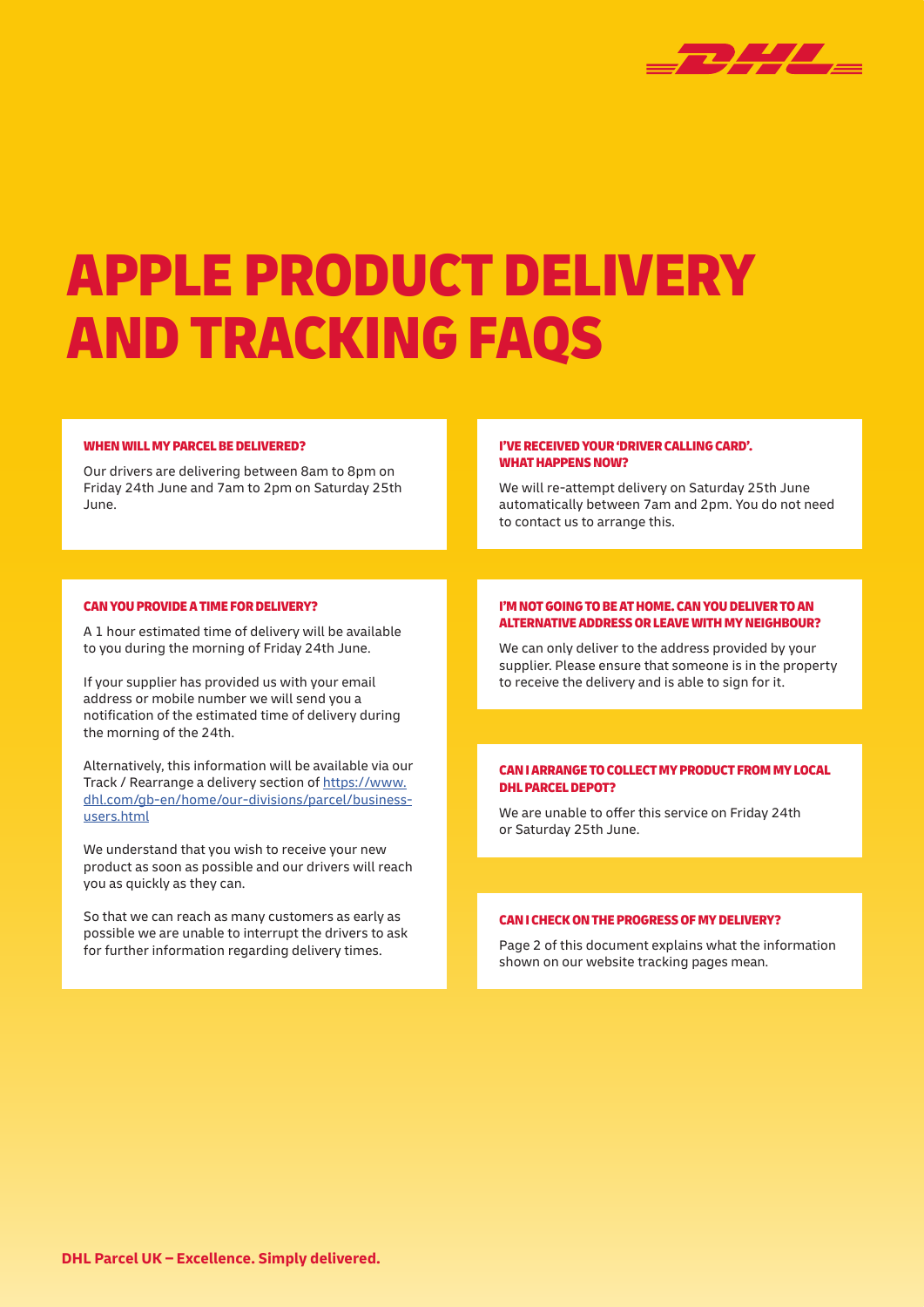# APPLE PRODUCT DELIVERY AND TRACKING FAQS

### WHEN WILL MY PARCEL BE DELIVERED?

Our drivers are delivering between 8am to 8pm on Friday 24th June and 7am to 2pm on Saturday 25th June.

### CAN YOU PROVIDE A TIME FOR DELIVERY?

A 1 hour estimated time of delivery will be available to you during the morning of Friday 24th June.

If your supplier has provided us with your email address or mobile number we will send you a notification of the estimated time of delivery during the morning of the 24th.

Alternatively, this information will be available via our Track / Rearrange a delivery section of [https://www.dhl.com/gb-en/home/our-divisions/parcel/business-users.html](https://www.dhl.com/gb-en/home/our-divisions/parcel/business-users.html)

We understand that you wish to receive your new product as soon as possible and our drivers will reach you as quickly as they can.

So that we can reach as many customers as early as possible we are unable to interrupt the drivers to ask for further information regarding delivery times.

### I'VE RECEIVED YOUR 'DRIVER CALLING CARD'. WHAT HAPPENS NOW?

We will re-attempt delivery on Saturday 25th June automatically between 7am and 2pm. You do not need to contact us to arrange this.

### I'M NOT GOING TO BE AT HOME. CAN YOU DELIVER TO AN ALTERNATIVE ADDRESS OR LEAVE WITH MY NEIGHBOUR?

We can only deliver to the address provided by your supplier. Please ensure that someone is in the property to receive the delivery and is able to sign for it.

### CAN I ARRANGE TO COLLECT MY PRODUCT FROM MY LOCAL DHL PARCEL DEPOT?

We are unable to offer this service on Friday 24th or Saturday 25th June.

### CAN I CHECK ON THE PROGRESS OF MY DELIVERY?

Page 2 of this document explains what the information shown on our website tracking pages mean.

**DHL Parcel UK – Excellence. Simply delivered.**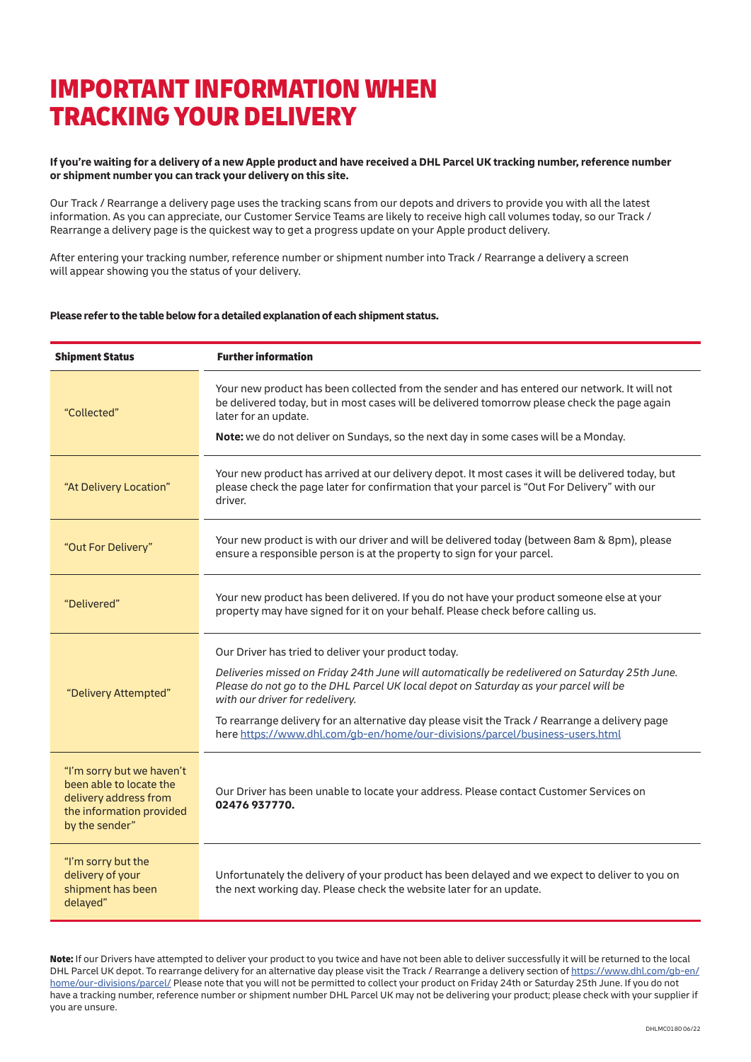# IMPORTANT INFORMATION WHEN TRACKING YOUR DELIVERY

**If you're waiting for a delivery of a new Apple product and have received a DHL Parcel UK tracking number, reference number or shipment number you can track your delivery on this site.**

Our Track / Rearrange a delivery page uses the tracking scans from our depots and drivers to provide you with all the latest information. As you can appreciate, our Customer Service Teams are likely to receive high call volumes today, so our Track / Rearrange a delivery page is the quickest way to get a progress update on your Apple product delivery.

After entering your tracking number, reference number or shipment number into Track / Rearrange a delivery a screen will appear showing you the status of your delivery.

**Please refer to the table below for a detailed explanation of each shipment status.**

| Shipment Status | Further information |
|---|---|
| "Collected" | Your new product has been collected from the sender and has entered our network. It will not be delivered today, but in most cases will be delivered tomorrow please check the page again later for an update.<br>**Note:** we do not deliver on Sundays, so the next day in some cases will be a Monday. |
| "At Delivery Location" | Your new product has arrived at our delivery depot. It most cases it will be delivered today, but please check the page later for confirmation that your parcel is "Out For Delivery" with our driver. |
| "Out For Delivery" | Your new product is with our driver and will be delivered today (between 8am & 8pm), please ensure a responsible person is at the property to sign for your parcel. |
| "Delivered" | Your new product has been delivered. If you do not have your product someone else at your property may have signed for it on your behalf. Please check before calling us. |
| "Delivery Attempted" | Our Driver has tried to deliver your product today.<br>*Deliveries missed on Friday 24th June will automatically be redelivered on Saturday 25th June. Please do not go to the DHL Parcel UK local depot on Saturday as your parcel will be with our driver for redelivery.*<br>To rearrange delivery for an alternative day please visit the Track / Rearrange a delivery page here https://www.dhl.com/gb-en/home/our-divisions/parcel/business-users.html |
| "I'm sorry but we haven't been able to locate the delivery address from the information provided by the sender" | Our Driver has been unable to locate your address. Please contact Customer Services on **02476 937770.** |
| "I'm sorry but the delivery of your shipment has been delayed" | Unfortunately the delivery of your product has been delayed and we expect to deliver to you on the next working day. Please check the website later for an update. |

**Note:** If our Drivers have attempted to deliver your product to you twice and have not been able to deliver successfully it will be returned to the local DHL Parcel UK depot. To rearrange delivery for an alternative day please visit the Track / Rearrange a delivery section of https://www.dhl.com/gb-en/home/our-divisions/parcel/ Please note that you will not be permitted to collect your product on Friday 24th or Saturday 25th June. If you do not have a tracking number, reference number or shipment number DHL Parcel UK may not be delivering your product; please check with your supplier if you are unsure.

DHLMC0180 06/22